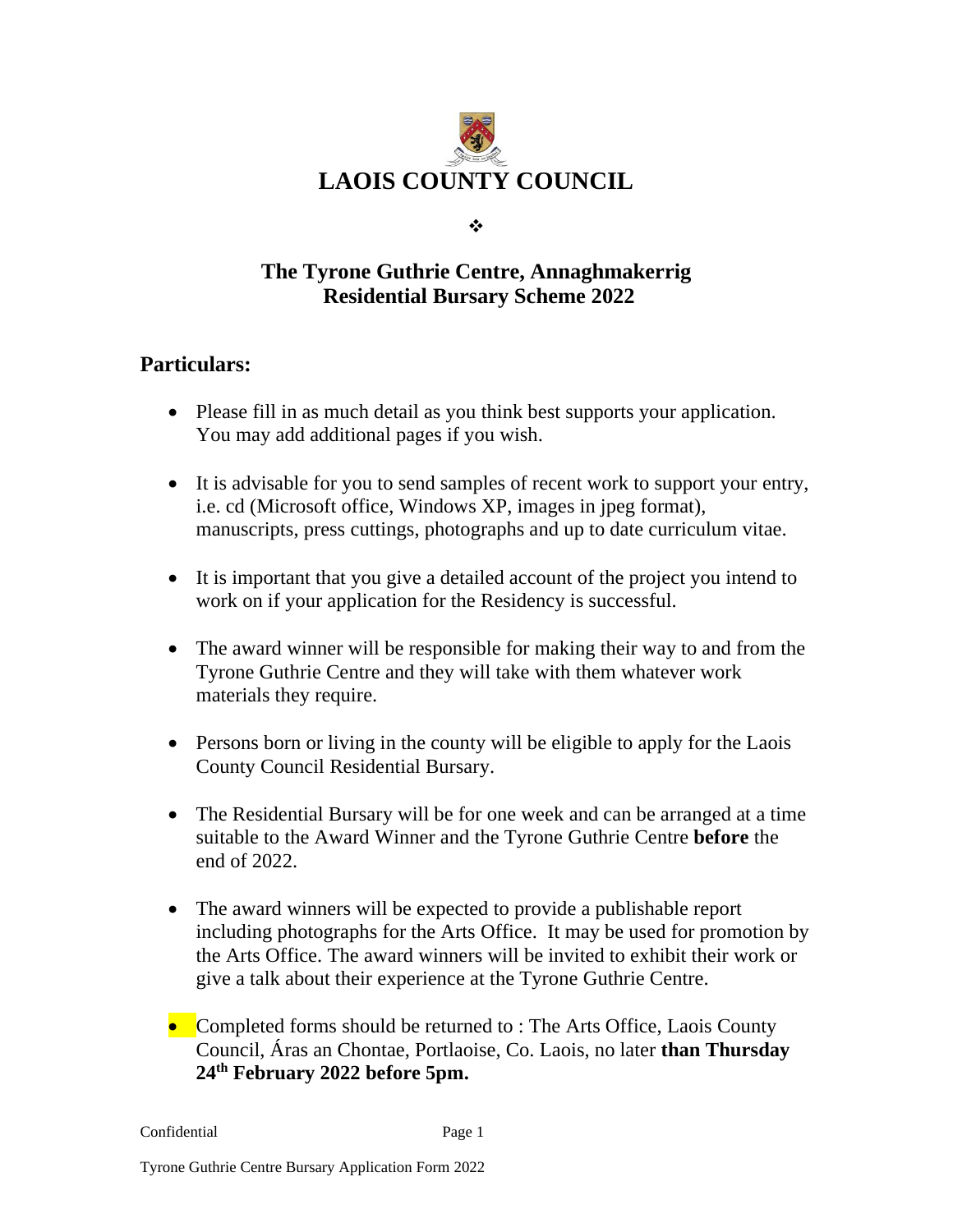# LAOIS COUNTY COUNCIL

❖

## The Tyrone Guthrie Centre, Annaghmakerrig
## Residential Bursary Scheme 2022

### Particulars:

- Please fill in as much detail as you think best supports your application. You may add additional pages if you wish.
- It is advisable for you to send samples of recent work to support your entry, i.e. cd (Microsoft office, Windows XP, images in jpeg format), manuscripts, press cuttings, photographs and up to date curriculum vitae.
- It is important that you give a detailed account of the project you intend to work on if your application for the Residency is successful.
- The award winner will be responsible for making their way to and from the Tyrone Guthrie Centre and they will take with them whatever work materials they require.
- Persons born or living in the county will be eligible to apply for the Laois County Council Residential Bursary.
- The Residential Bursary will be for one week and can be arranged at a time suitable to the Award Winner and the Tyrone Guthrie Centre **before** the end of 2022.
- The award winners will be expected to provide a publishable report including photographs for the Arts Office. It may be used for promotion by the Arts Office. The award winners will be invited to exhibit their work or give a talk about their experience at the Tyrone Guthrie Centre.
- Completed forms should be returned to : The Arts Office, Laois County Council, Áras an Chontae, Portlaoise, Co. Laois, no later **than Thursday 24th February 2022 before 5pm.**

Confidential

Tyrone Guthrie Centre Bursary Application Form 2022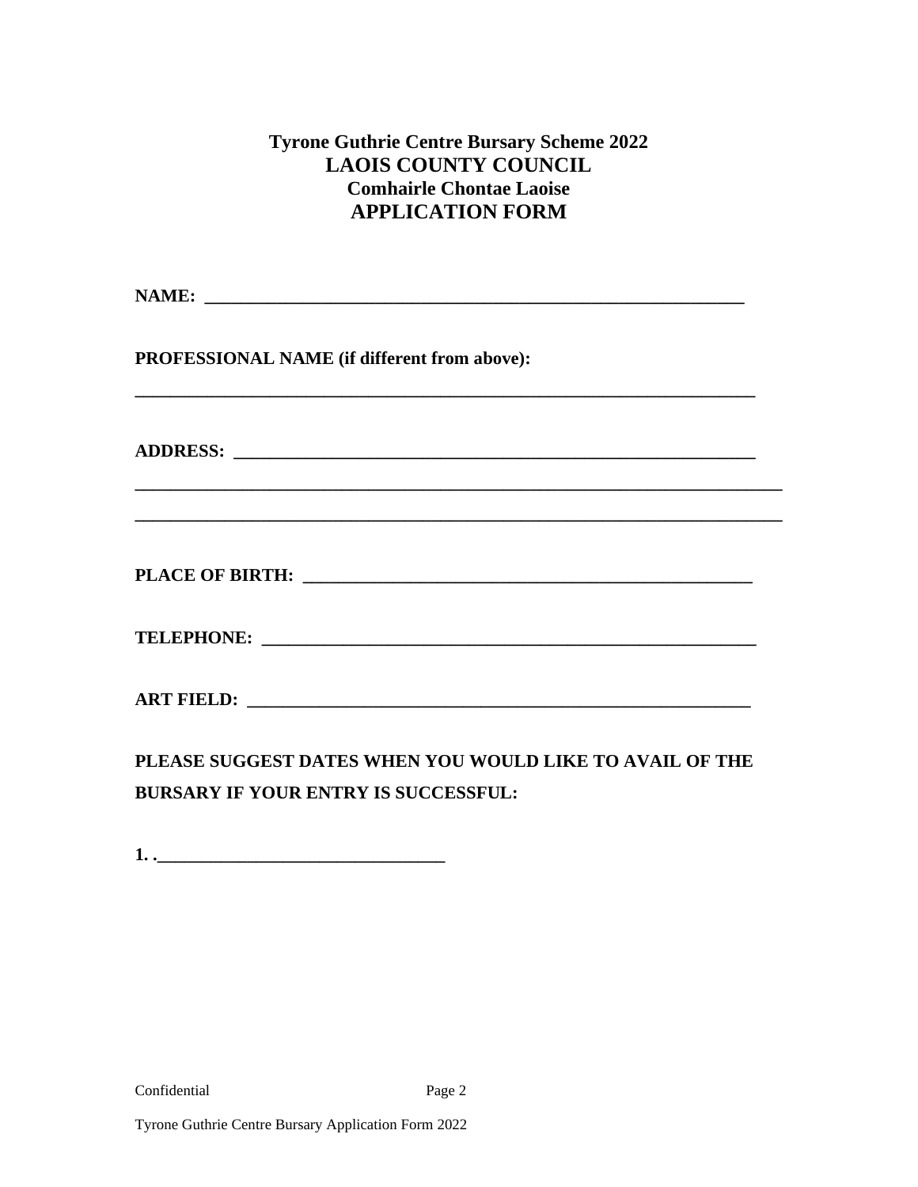**Tyrone Guthrie Centre Bursary Scheme 2022**
**LAOIS COUNTY COUNCIL**
**Comhairle Chontae Laoise**
**APPLICATION FORM**

**NAME:** ______________________________________________________________

**PROFESSIONAL NAME (if different from above):**

______________________________________________________________________

**ADDRESS:** ___________________________________________________________

________________________________________________________________________

________________________________________________________________________

**PLACE OF BIRTH:** ___________________________________________________

**TELEPHONE:** _________________________________________________________

**ART FIELD:** _________________________________________________________

**PLEASE SUGGEST DATES WHEN YOU WOULD LIKE TO AVAIL OF THE BURSARY IF YOUR ENTRY IS SUCCESSFUL:**

**1. .**_________________________________

Confidential

Tyrone Guthrie Centre Bursary Application Form 2022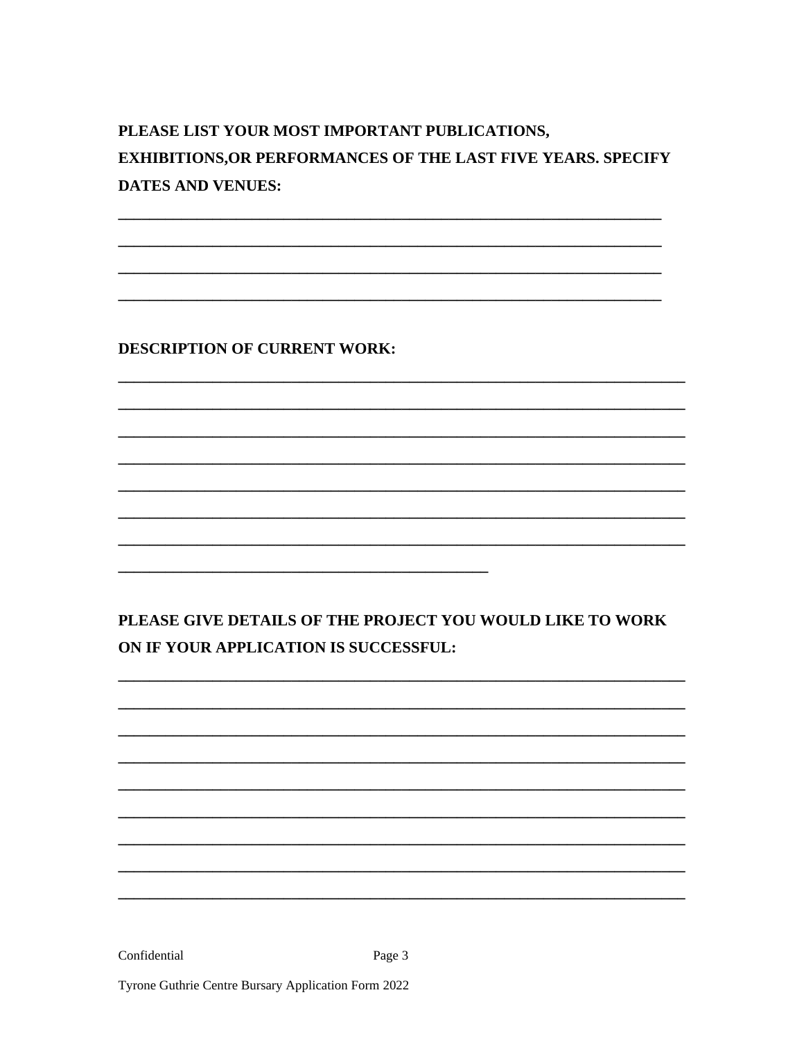**PLEASE LIST YOUR MOST IMPORTANT PUBLICATIONS, EXHIBITIONS,OR PERFORMANCES OF THE LAST FIVE YEARS. SPECIFY DATES AND VENUES:**

______________________________________________________________________

______________________________________________________________________

______________________________________________________________________

______________________________________________________________________

**DESCRIPTION OF CURRENT WORK:**

______________________________________________________________________

______________________________________________________________________

______________________________________________________________________

______________________________________________________________________

______________________________________________________________________

______________________________________________________________________

______________________________________________________________________

__________________________________________

**PLEASE GIVE DETAILS OF THE PROJECT YOU WOULD LIKE TO WORK ON IF YOUR APPLICATION IS SUCCESSFUL:**

______________________________________________________________________

______________________________________________________________________

______________________________________________________________________

______________________________________________________________________

______________________________________________________________________

______________________________________________________________________

______________________________________________________________________

______________________________________________________________________

______________________________________________________________________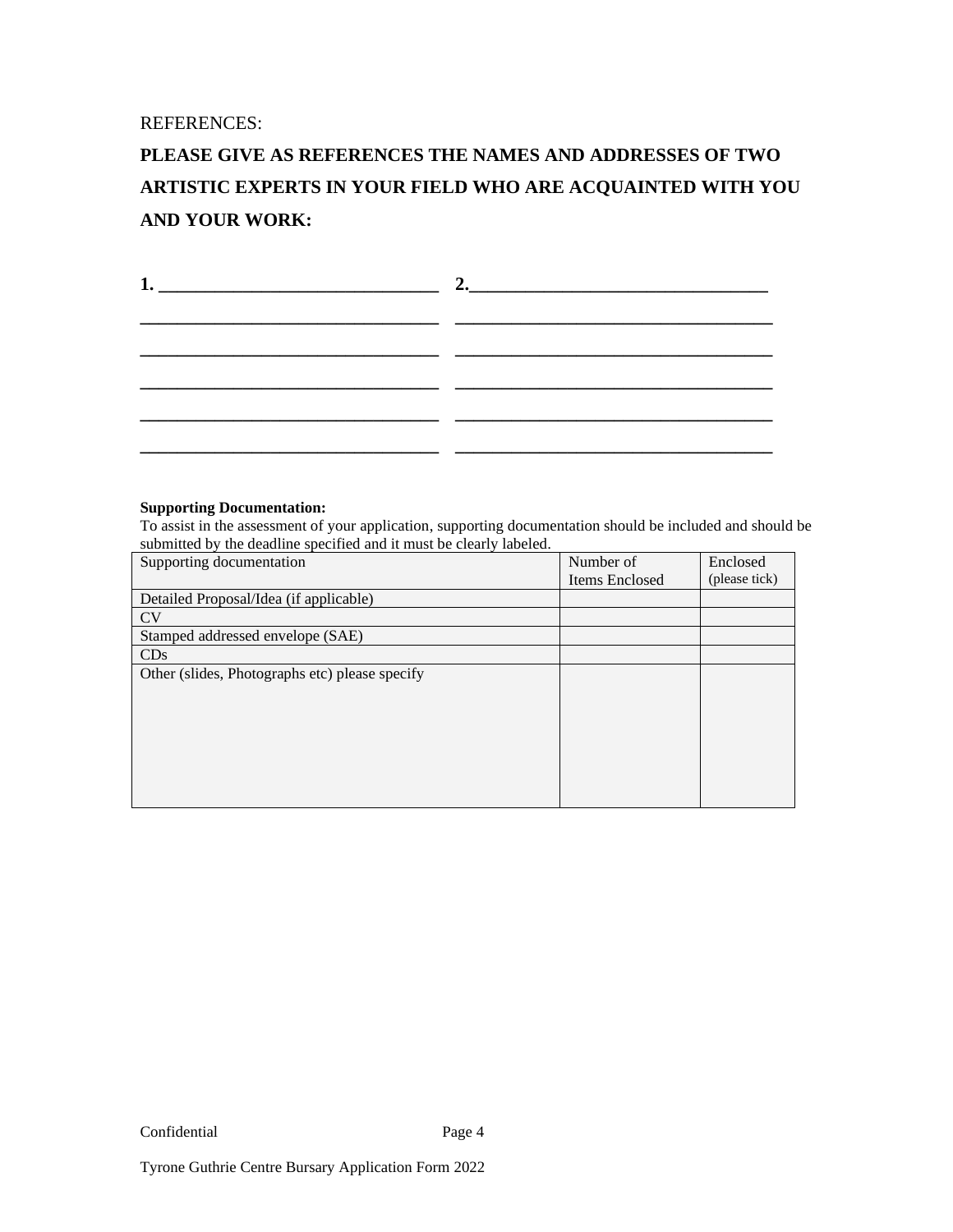REFERENCES:

**PLEASE GIVE AS REFERENCES THE NAMES AND ADDRESSES OF TWO ARTISTIC EXPERTS IN YOUR FIELD WHO ARE ACQUAINTED WITH YOU AND YOUR WORK:**

**1. _______________________________   2._______________________________**

**_______________________________   _______________________________**

**_______________________________   _______________________________**

**_______________________________   _______________________________**

**_______________________________   _______________________________**

**_______________________________   _______________________________**

**Supporting Documentation:**

To assist in the assessment of your application, supporting documentation should be included and should be submitted by the deadline specified and it must be clearly labeled.

| Supporting documentation | Number of Items Enclosed | Enclosed (please tick) |
|---|---|---|
| Detailed Proposal/Idea (if applicable) | | |
| CV | | |
| Stamped addressed envelope (SAE) | | |
| CDs | | |
| Other (slides, Photographs etc) please specify | | |

Confidential

Tyrone Guthrie Centre Bursary Application Form 2022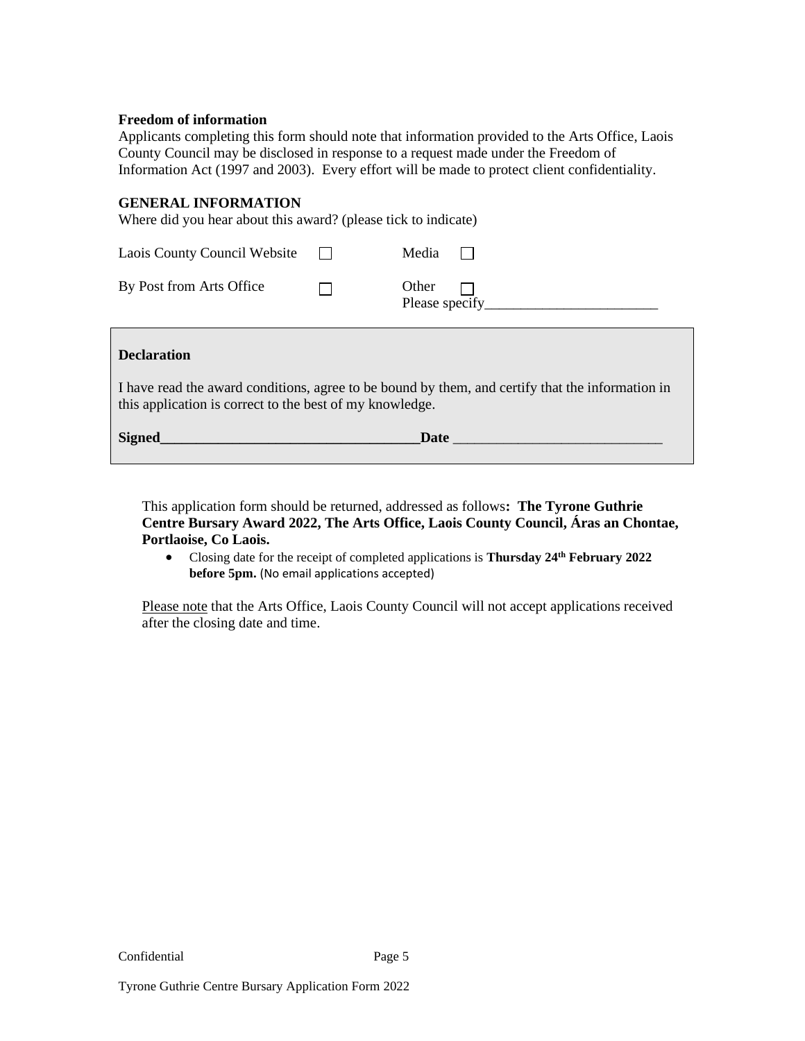**Freedom of information**

Applicants completing this form should note that information provided to the Arts Office, Laois County Council may be disclosed in response to a request made under the Freedom of Information Act (1997 and 2003). Every effort will be made to protect client confidentiality.

**GENERAL INFORMATION**

Where did you hear about this award? (please tick to indicate)

| | | | |
|---|---|---|---|
| Laois County Council Website | ☐ | Media | ☐ |
| By Post from Arts Office | ☐ | Other<br>Please specify________________________ | ☐ |

**Declaration**

I have read the award conditions, agree to be bound by them, and certify that the information in this application is correct to the best of my knowledge.

**Signed___________________________________Date** ____________________________

This application form should be returned, addressed as follows**: The Tyrone Guthrie Centre Bursary Award 2022, The Arts Office, Laois County Council, Áras an Chontae, Portlaoise, Co Laois.**

- Closing date for the receipt of completed applications is **Thursday 24th February 2022 before 5pm.** (No email applications accepted)

Please note that the Arts Office, Laois County Council will not accept applications received after the closing date and time.